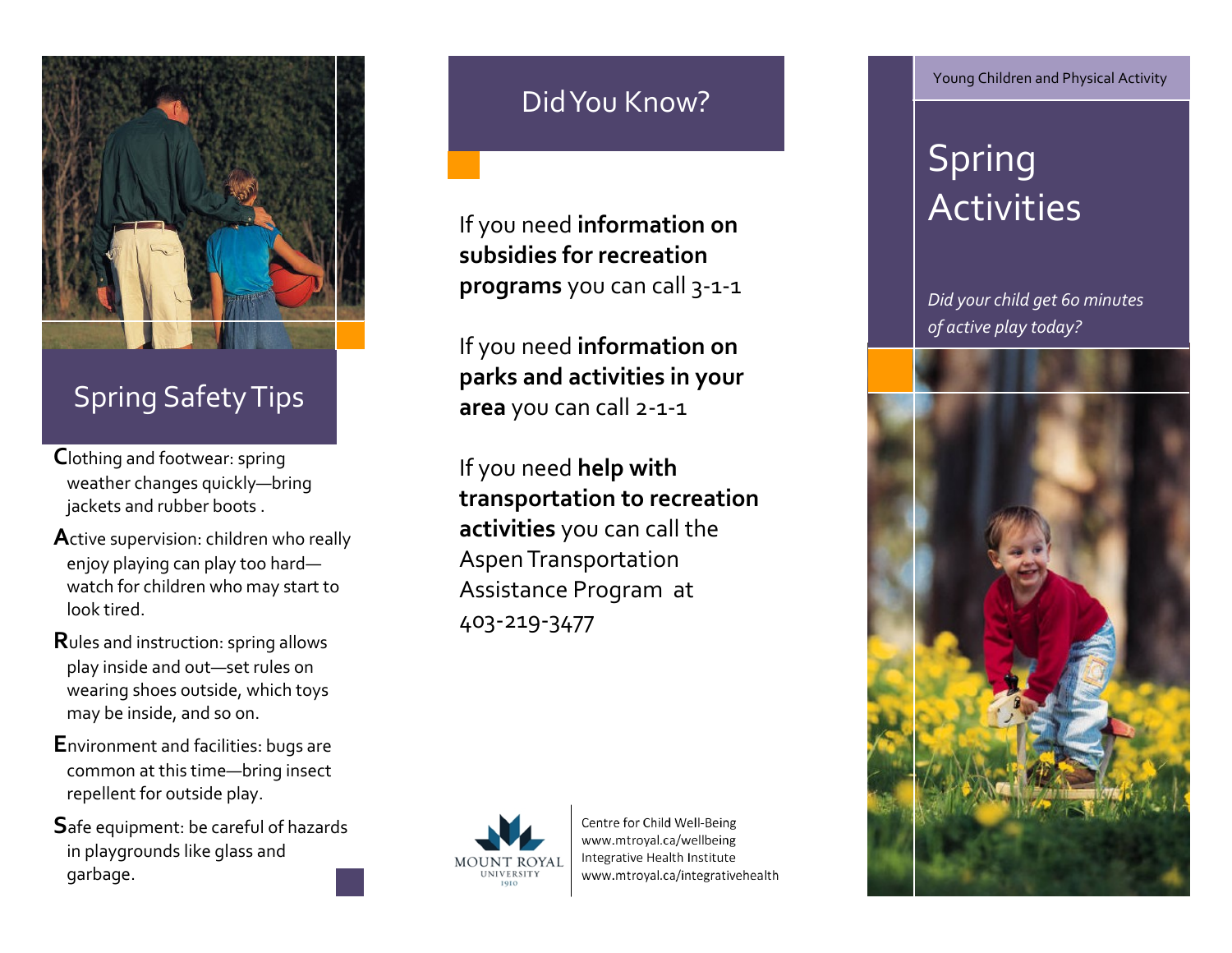## Spring Safety Tips

**C**lothing and footwear: spring weather changes quickly—bring jackets and rubber boots .

**A**ctive supervision: children who really enjoy playing can play too hard—watch for children who may start to look tired.

**R**ules and instruction: spring allows play inside and out—set rules on wearing shoes outside, which toys may be inside, and so on.

**E**nvironment and facilities: bugs are common at this time—bring insect repellent for outside play.

**S**afe equipment: be careful of hazards in playgrounds like glass and garbage.

## Did You Know?

If you need **information on subsidies for recreation programs** you can call 3-1-1

If you need **information on parks and activities in your area** you can call 2-1-1

If you need **help with transportation to recreation activities** you can call the Aspen Transportation Assistance Program at 403-219-3477

MOUNT ROYAL UNIVERSITY 1910

Centre for Child Well-Being
www.mtroyal.ca/wellbeing
Integrative Health Institute
www.mtroyal.ca/integrativehealth

Young Children and Physical Activity

# Spring Activities

*Did your child get 60 minutes of active play today?*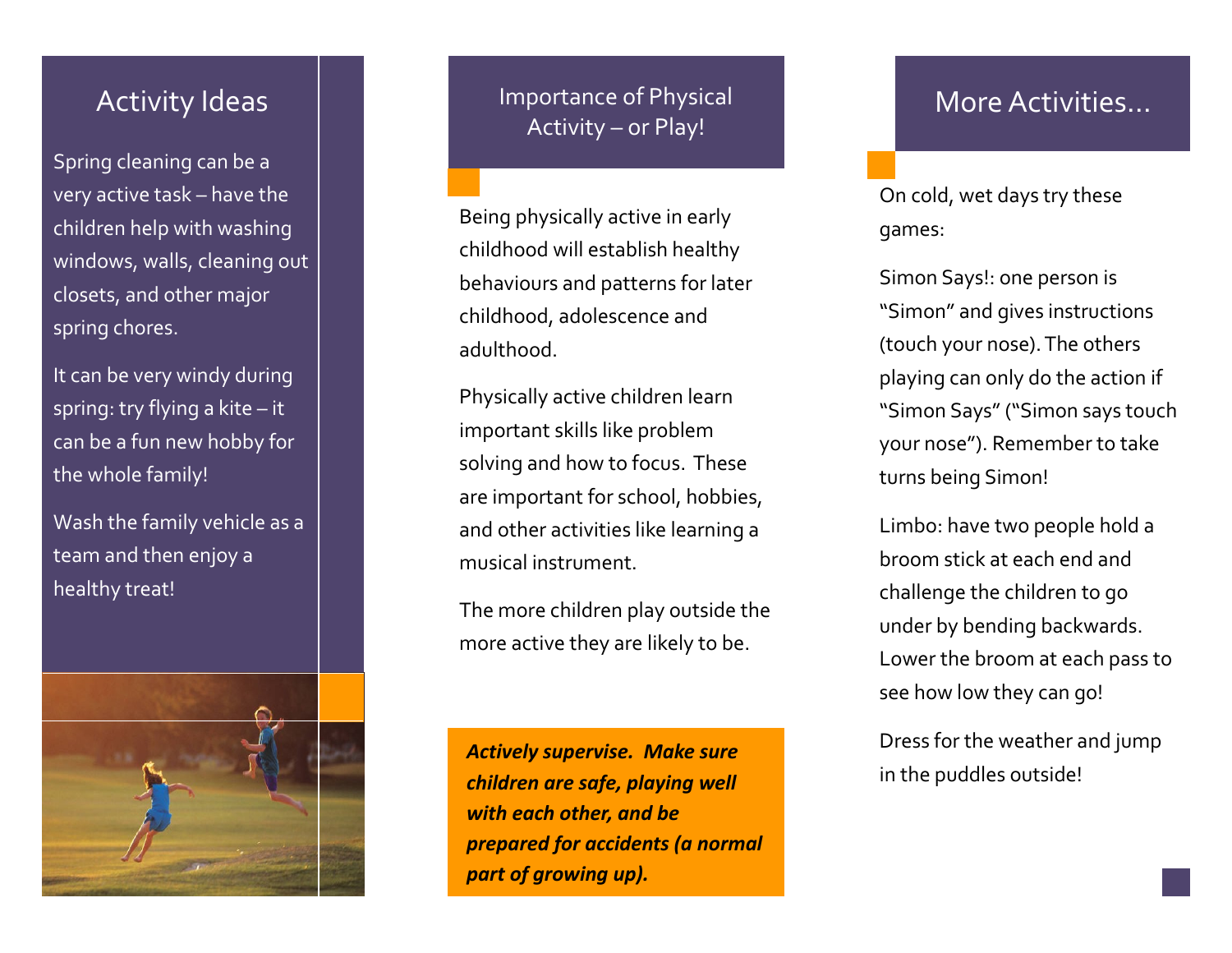## Activity Ideas

Spring cleaning can be a very active task – have the children help with washing windows, walls, cleaning out closets, and other major spring chores.

It can be very windy during spring: try flying a kite – it can be a fun new hobby for the whole family!

Wash the family vehicle as a team and then enjoy a healthy treat!

## Importance of Physical Activity – or Play!

Being physically active in early childhood will establish healthy behaviours and patterns for later childhood, adolescence and adulthood.

Physically active children learn important skills like problem solving and how to focus. These are important for school, hobbies, and other activities like learning a musical instrument.

The more children play outside the more active they are likely to be.

***Actively supervise. Make sure children are safe, playing well with each other, and be prepared for accidents (a normal part of growing up).***

## More Activities…

On cold, wet days try these games:

Simon Says!: one person is "Simon" and gives instructions (touch your nose). The others playing can only do the action if "Simon Says" ("Simon says touch your nose"). Remember to take turns being Simon!

Limbo: have two people hold a broom stick at each end and challenge the children to go under by bending backwards. Lower the broom at each pass to see how low they can go!

Dress for the weather and jump in the puddles outside!